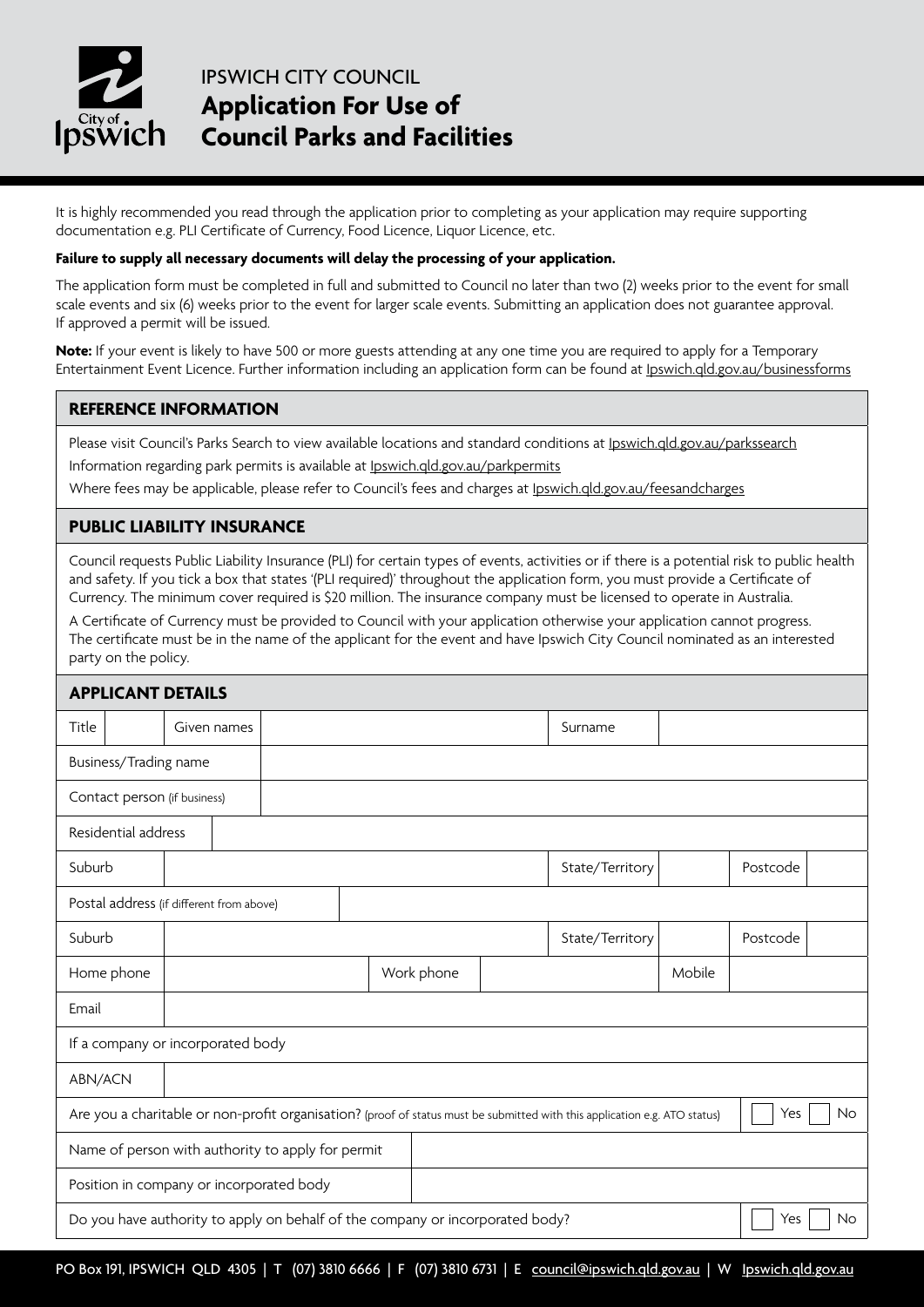# IPSWICH CITY COUNCIL
# Application For Use of Council Parks and Facilities

It is highly recommended you read through the application prior to completing as your application may require supporting documentation e.g. PLI Certificate of Currency, Food Licence, Liquor Licence, etc.

**Failure to supply all necessary documents will delay the processing of your application.**

The application form must be completed in full and submitted to Council no later than two (2) weeks prior to the event for small scale events and six (6) weeks prior to the event for larger scale events. Submitting an application does not guarantee approval. If approved a permit will be issued.

**Note:** If your event is likely to have 500 or more guests attending at any one time you are required to apply for a Temporary Entertainment Event Licence. Further information including an application form can be found at Ipswich.qld.gov.au/businessforms

## REFERENCE INFORMATION

Please visit Council's Parks Search to view available locations and standard conditions at Ipswich.qld.gov.au/parkssearch

Information regarding park permits is available at Ipswich.qld.gov.au/parkpermits

Where fees may be applicable, please refer to Council's fees and charges at Ipswich.qld.gov.au/feesandcharges

## PUBLIC LIABILITY INSURANCE

Council requests Public Liability Insurance (PLI) for certain types of events, activities or if there is a potential risk to public health and safety. If you tick a box that states '(PLI required)' throughout the application form, you must provide a Certificate of Currency. The minimum cover required is $20 million. The insurance company must be licensed to operate in Australia.

A Certificate of Currency must be provided to Council with your application otherwise your application cannot progress. The certificate must be in the name of the applicant for the event and have Ipswich City Council nominated as an interested party on the policy.

## APPLICANT DETAILS

| | | | | | |
|---|---|---|---|---|---|
| Title | | Given names | | Surname | |
| Business/Trading name | | | | | |
| Contact person (if business) | | | | | |
| Residential address | | | | | |
| Suburb | | State/Territory | | Postcode | |
| Postal address (if different from above) | | | | | |
| Suburb | | State/Territory | | Postcode | |
| Home phone | | Work phone | | Mobile | |
| Email | | | | | |
| If a company or incorporated body | | | | | |
| ABN/ACN | | | | | |
| Are you a charitable or non-profit organisation? (proof of status must be submitted with this application e.g. ATO status) | | | | ☐ Yes | ☐ No |
| Name of person with authority to apply for permit | | | | | |
| Position in company or incorporated body | | | | | |
| Do you have authority to apply on behalf of the company or incorporated body? | | | | ☐ Yes | ☐ No |

PO Box 191, IPSWICH QLD 4305 | T (07) 3810 6666 | F (07) 3810 6731 | E council@ipswich.qld.gov.au | W Ipswich.qld.gov.au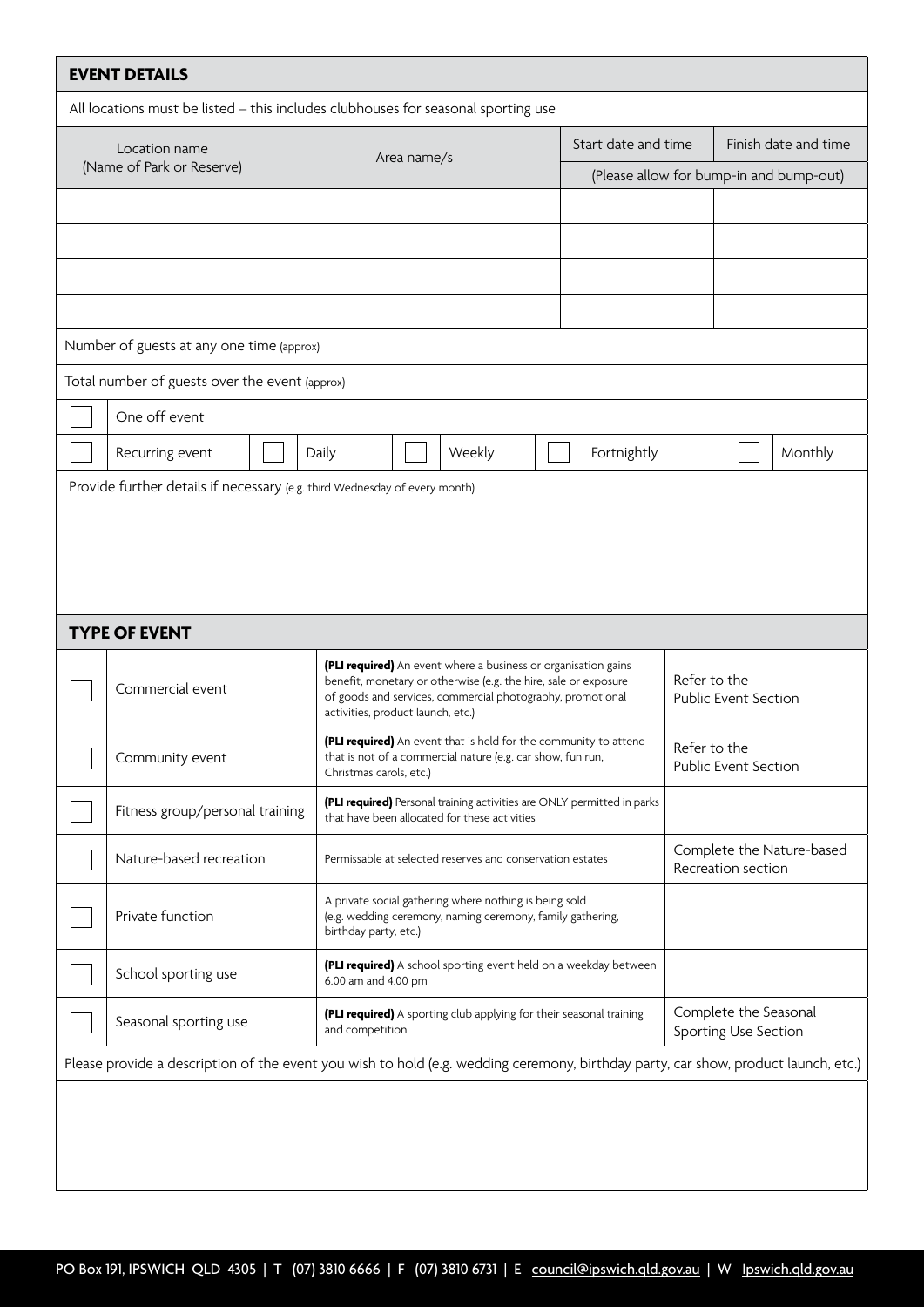## EVENT DETAILS

All locations must be listed – this includes clubhouses for seasonal sporting use

| Location name (Name of Park or Reserve) | Area name/s | Start date and time | Finish date and time |
|---|---|---|---|
| | | (Please allow for bump-in and bump-out) | |
| | | | |
| | | | |
| | | | |
| | | | |

| | |
|---|---|
| Number of guests at any one time (approx) | |
| Total number of guests over the event (approx) | |

☐ One off event

☐ Recurring event ☐ Daily ☐ Weekly ☐ Fortnightly ☐ Monthly

Provide further details if necessary (e.g. third Wednesday of every month)

## TYPE OF EVENT

| | Type | Description | |
|---|---|---|---|
| ☐ | Commercial event | **(PLI required)** An event where a business or organisation gains benefit, monetary or otherwise (e.g. the hire, sale or exposure of goods and services, commercial photography, promotional activities, product launch, etc.) | Refer to the Public Event Section |
| ☐ | Community event | **(PLI required)** An event that is held for the community to attend that is not of a commercial nature (e.g. car show, fun run, Christmas carols, etc.) | Refer to the Public Event Section |
| ☐ | Fitness group/personal training | **(PLI required)** Personal training activities are ONLY permitted in parks that have been allocated for these activities | |
| ☐ | Nature-based recreation | Permissable at selected reserves and conservation estates | Complete the Nature-based Recreation section |
| ☐ | Private function | A private social gathering where nothing is being sold (e.g. wedding ceremony, naming ceremony, family gathering, birthday party, etc.) | |
| ☐ | School sporting use | **(PLI required)** A school sporting event held on a weekday between 6.00 am and 4.00 pm | |
| ☐ | Seasonal sporting use | **(PLI required)** A sporting club applying for their seasonal training and competition | Complete the Seasonal Sporting Use Section |

Please provide a description of the event you wish to hold (e.g. wedding ceremony, birthday party, car show, product launch, etc.)

PO Box 191, IPSWICH QLD 4305 | T (07) 3810 6666 | F (07) 3810 6731 | E council@ipswich.qld.gov.au | W Ipswich.qld.gov.au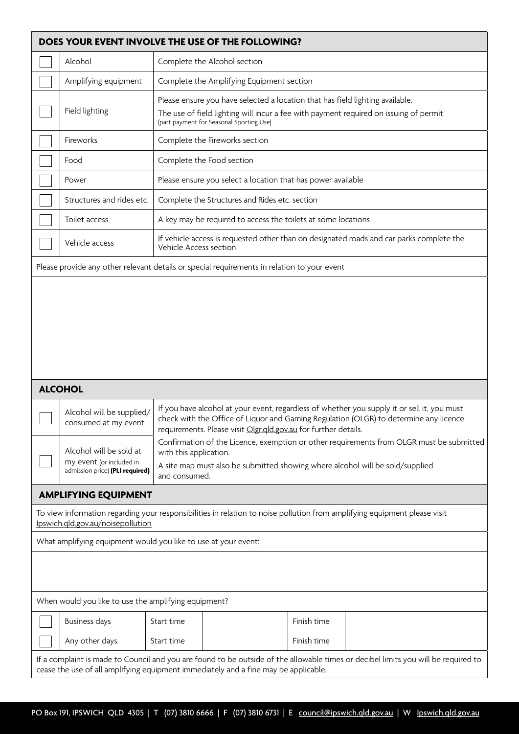## DOES YOUR EVENT INVOLVE THE USE OF THE FOLLOWING?

| | | |
|---|---|---|
| ☐ | Alcohol | Complete the Alcohol section |
| ☐ | Amplifying equipment | Complete the Amplifying Equipment section |
| ☐ | Field lighting | Please ensure you have selected a location that has field lighting available.<br>The use of field lighting will incur a fee with payment required on issuing of permit (part payment for Seasonal Sporting Use). |
| ☐ | Fireworks | Complete the Fireworks section |
| ☐ | Food | Complete the Food section |
| ☐ | Power | Please ensure you select a location that has power available |
| ☐ | Structures and rides etc. | Complete the Structures and Rides etc. section |
| ☐ | Toilet access | A key may be required to access the toilets at some locations |
| ☐ | Vehicle access | If vehicle access is requested other than on designated roads and car parks complete the Vehicle Access section |

Please provide any other relevant details or special requirements in relation to your event

## ALCOHOL

| | | |
|---|---|---|
| ☐ | Alcohol will be supplied/ consumed at my event | If you have alcohol at your event, regardless of whether you supply it or sell it, you must check with the Office of Liquor and Gaming Regulation (OLGR) to determine any licence requirements. Please visit Olgr.qld.gov.au for further details. |
| ☐ | Alcohol will be sold at my event (or included in admission price) **(PLI required)** | Confirmation of the Licence, exemption or other requirements from OLGR must be submitted with this application.<br>A site map must also be submitted showing where alcohol will be sold/supplied and consumed. |

## AMPLIFYING EQUIPMENT

To view information regarding your responsibilities in relation to noise pollution from amplifying equipment please visit Ipswich.qld.gov.au/noisepollution

What amplifying equipment would you like to use at your event:

When would you like to use the amplifying equipment?

| | | | | | |
|---|---|---|---|---|---|
| ☐ | Business days | Start time | | Finish time | |
| ☐ | Any other days | Start time | | Finish time | |

If a complaint is made to Council and you are found to be outside of the allowable times or decibel limits you will be required to cease the use of all amplifying equipment immediately and a fine may be applicable.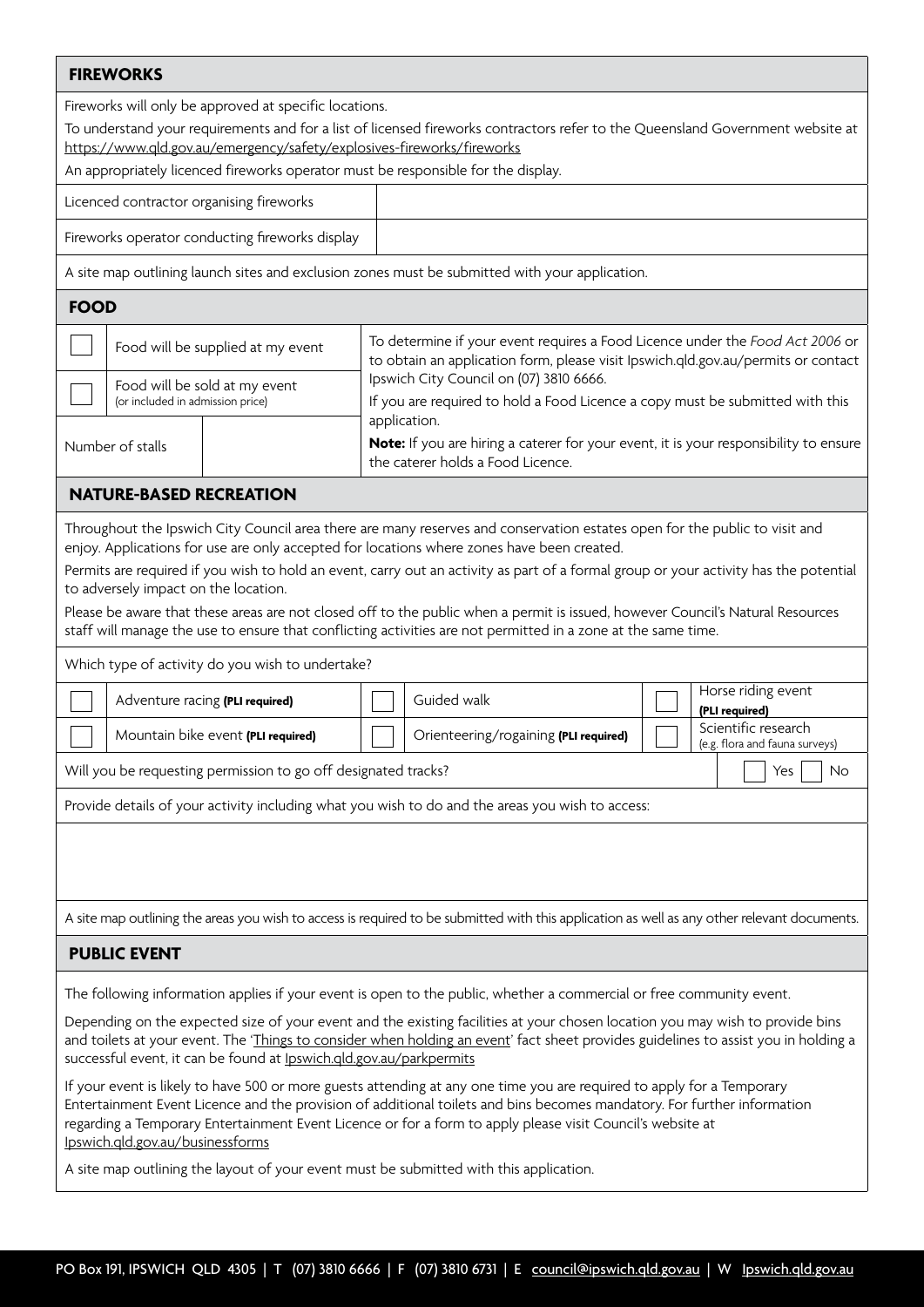## FIREWORKS

Fireworks will only be approved at specific locations.

To understand your requirements and for a list of licensed fireworks contractors refer to the Queensland Government website at https://www.qld.gov.au/emergency/safety/explosives-fireworks/fireworks

An appropriately licenced fireworks operator must be responsible for the display.

| | |
|---|---|
| Licenced contractor organising fireworks | |
| Fireworks operator conducting fireworks display | |

A site map outlining launch sites and exclusion zones must be submitted with your application.

## FOOD

| | | |
|---|---|---|
| ☐ | Food will be supplied at my event | To determine if your event requires a Food Licence under the *Food Act 2006* or to obtain an application form, please visit Ipswich.qld.gov.au/permits or contact Ipswich City Council on (07) 3810 6666. If you are required to hold a Food Licence a copy must be submitted with this application. **Note:** If you are hiring a caterer for your event, it is your responsibility to ensure the caterer holds a Food Licence. |
| ☐ | Food will be sold at my event (or included in admission price) | |
| Number of stalls | | |

## NATURE-BASED RECREATION

Throughout the Ipswich City Council area there are many reserves and conservation estates open for the public to visit and enjoy. Applications for use are only accepted for locations where zones have been created.

Permits are required if you wish to hold an event, carry out an activity as part of a formal group or your activity has the potential to adversely impact on the location.

Please be aware that these areas are not closed off to the public when a permit is issued, however Council's Natural Resources staff will manage the use to ensure that conflicting activities are not permitted in a zone at the same time.

Which type of activity do you wish to undertake?

| | | | | | |
|---|---|---|---|---|---|
| ☐ | Adventure racing **(PLI required)** | ☐ | Guided walk | ☐ | Horse riding event **(PLI required)** |
| ☐ | Mountain bike event **(PLI required)** | ☐ | Orienteering/rogaining **(PLI required)** | ☐ | Scientific research (e.g. flora and fauna surveys) |

Will you be requesting permission to go off designated tracks? ☐ Yes ☐ No

Provide details of your activity including what you wish to do and the areas you wish to access:

A site map outlining the areas you wish to access is required to be submitted with this application as well as any other relevant documents.

## PUBLIC EVENT

The following information applies if your event is open to the public, whether a commercial or free community event.

Depending on the expected size of your event and the existing facilities at your chosen location you may wish to provide bins and toilets at your event. The 'Things to consider when holding an event' fact sheet provides guidelines to assist you in holding a successful event, it can be found at Ipswich.qld.gov.au/parkpermits

If your event is likely to have 500 or more guests attending at any one time you are required to apply for a Temporary Entertainment Event Licence and the provision of additional toilets and bins becomes mandatory. For further information regarding a Temporary Entertainment Event Licence or for a form to apply please visit Council's website at Ipswich.qld.gov.au/businessforms

A site map outlining the layout of your event must be submitted with this application.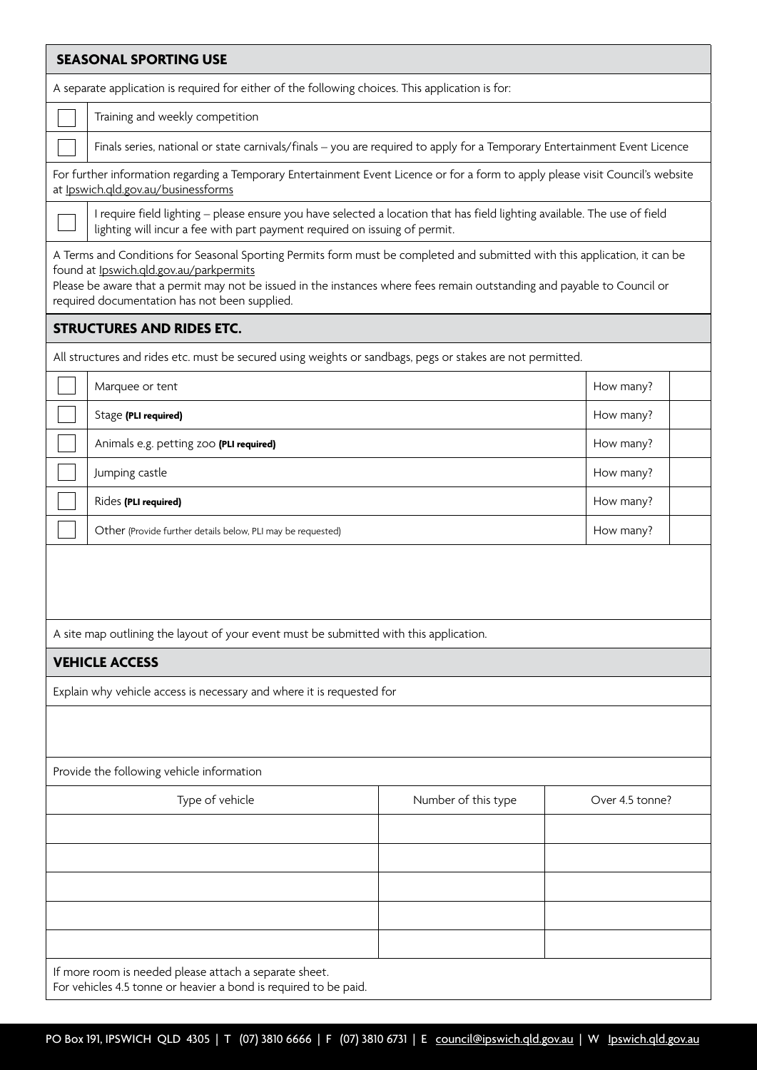## SEASONAL SPORTING USE

A separate application is required for either of the following choices. This application is for:

- [ ] Training and weekly competition
- [ ] Finals series, national or state carnivals/finals – you are required to apply for a Temporary Entertainment Event Licence

For further information regarding a Temporary Entertainment Event Licence or for a form to apply please visit Council's website at Ipswich.qld.gov.au/businessforms

- [ ] I require field lighting – please ensure you have selected a location that has field lighting available. The use of field lighting will incur a fee with part payment required on issuing of permit.

A Terms and Conditions for Seasonal Sporting Permits form must be completed and submitted with this application, it can be found at Ipswich.qld.gov.au/parkpermits

Please be aware that a permit may not be issued in the instances where fees remain outstanding and payable to Council or required documentation has not been supplied.

## STRUCTURES AND RIDES ETC.

All structures and rides etc. must be secured using weights or sandbags, pegs or stakes are not permitted.

| | | | |
|---|---|---|---|
| ☐ | Marquee or tent | How many? | |
| ☐ | Stage **(PLI required)** | How many? | |
| ☐ | Animals e.g. petting zoo **(PLI required)** | How many? | |
| ☐ | Jumping castle | How many? | |
| ☐ | Rides **(PLI required)** | How many? | |
| ☐ | Other (Provide further details below, PLI may be requested) | How many? | |

A site map outlining the layout of your event must be submitted with this application.

## VEHICLE ACCESS

Explain why vehicle access is necessary and where it is requested for

Provide the following vehicle information

| Type of vehicle | Number of this type | Over 4.5 tonne? |
|---|---|---|
| | | |
| | | |
| | | |
| | | |
| | | |

If more room is needed please attach a separate sheet.
For vehicles 4.5 tonne or heavier a bond is required to be paid.

PO Box 191, IPSWICH QLD 4305 | T (07) 3810 6666 | F (07) 3810 6731 | E council@ipswich.qld.gov.au | W Ipswich.qld.gov.au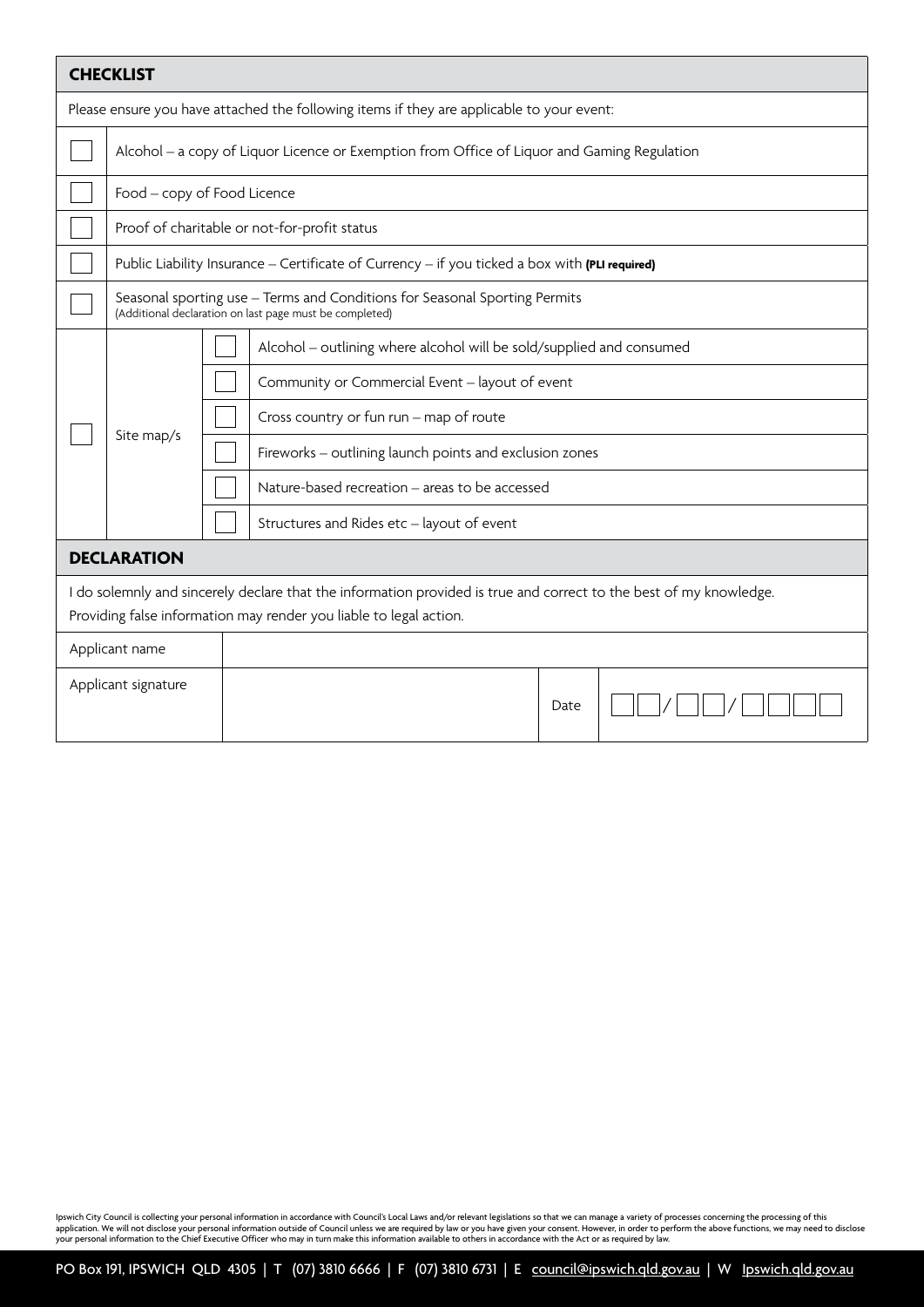## CHECKLIST

Please ensure you have attached the following items if they are applicable to your event:

| | | | |
|---|---|---|---|
| ☐ | Alcohol – a copy of Liquor Licence or Exemption from Office of Liquor and Gaming Regulation | | |
| ☐ | Food – copy of Food Licence | | |
| ☐ | Proof of charitable or not-for-profit status | | |
| ☐ | Public Liability Insurance – Certificate of Currency – if you ticked a box with **(PLI required)** | | |
| ☐ | Seasonal sporting use – Terms and Conditions for Seasonal Sporting Permits (Additional declaration on last page must be completed) | | |
| ☐ | Site map/s | ☐ | Alcohol – outlining where alcohol will be sold/supplied and consumed |
| | | ☐ | Community or Commercial Event – layout of event |
| | | ☐ | Cross country or fun run – map of route |
| | | ☐ | Fireworks – outlining launch points and exclusion zones |
| | | ☐ | Nature-based recreation – areas to be accessed |
| | | ☐ | Structures and Rides etc – layout of event |

## DECLARATION

I do solemnly and sincerely declare that the information provided is true and correct to the best of my knowledge.
Providing false information may render you liable to legal action.

| | | | |
|---|---|---|---|
| Applicant name | | | |
| Applicant signature | | Date | __ __ / __ __ / __ __ __ __ |

Ipswich City Council is collecting your personal information in accordance with Council's Local Laws and/or relevant legislations so that we can manage a variety of processes concerning the processing of this application. We will not disclose your personal information outside of Council unless we are required by law or you have given your consent. However, in order to perform the above functions, we may need to disclose your personal information to the Chief Executive Officer who may in turn make this information available to others in accordance with the Act or as required by law.

PO Box 191, IPSWICH QLD 4305 | T (07) 3810 6666 | F (07) 3810 6731 | E council@ipswich.qld.gov.au | W Ipswich.qld.gov.au